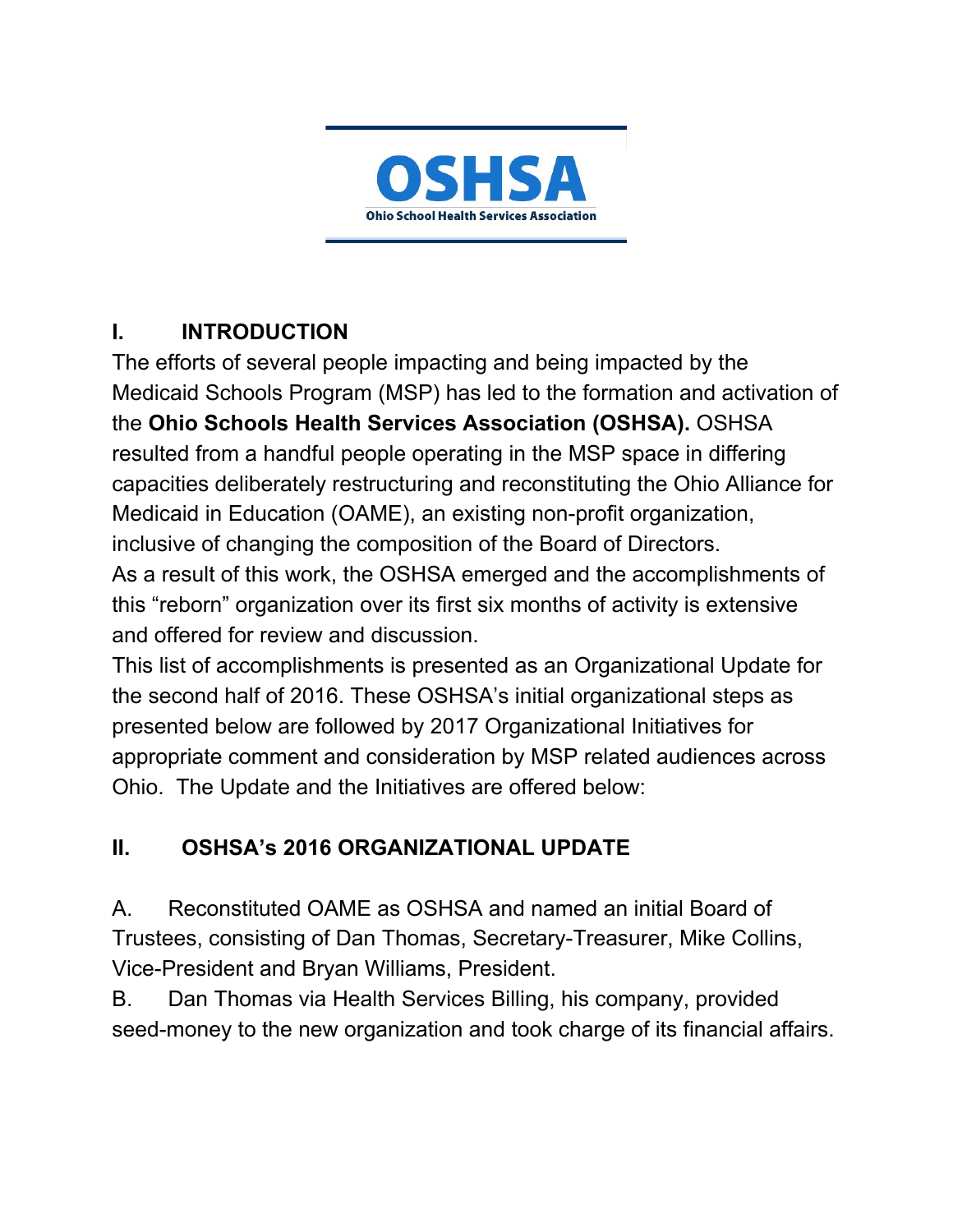**OSHSA**

**Ohio School Health Services Association**

## I. INTRODUCTION

The efforts of several people impacting and being impacted by the Medicaid Schools Program (MSP) has led to the formation and activation of the **Ohio Schools Health Services Association (OSHSA).** OSHSA resulted from a handful people operating in the MSP space in differing capacities deliberately restructuring and reconstituting the Ohio Alliance for Medicaid in Education (OAME), an existing non-profit organization, inclusive of changing the composition of the Board of Directors.

As a result of this work, the OSHSA emerged and the accomplishments of this "reborn" organization over its first six months of activity is extensive and offered for review and discussion.

This list of accomplishments is presented as an Organizational Update for the second half of 2016. These OSHSA's initial organizational steps as presented below are followed by 2017 Organizational Initiatives for appropriate comment and consideration by MSP related audiences across Ohio. The Update and the Initiatives are offered below:

## II. OSHSA's 2016 ORGANIZATIONAL UPDATE

A. Reconstituted OAME as OSHSA and named an initial Board of Trustees, consisting of Dan Thomas, Secretary-Treasurer, Mike Collins, Vice-President and Bryan Williams, President.

B. Dan Thomas via Health Services Billing, his company, provided seed-money to the new organization and took charge of its financial affairs.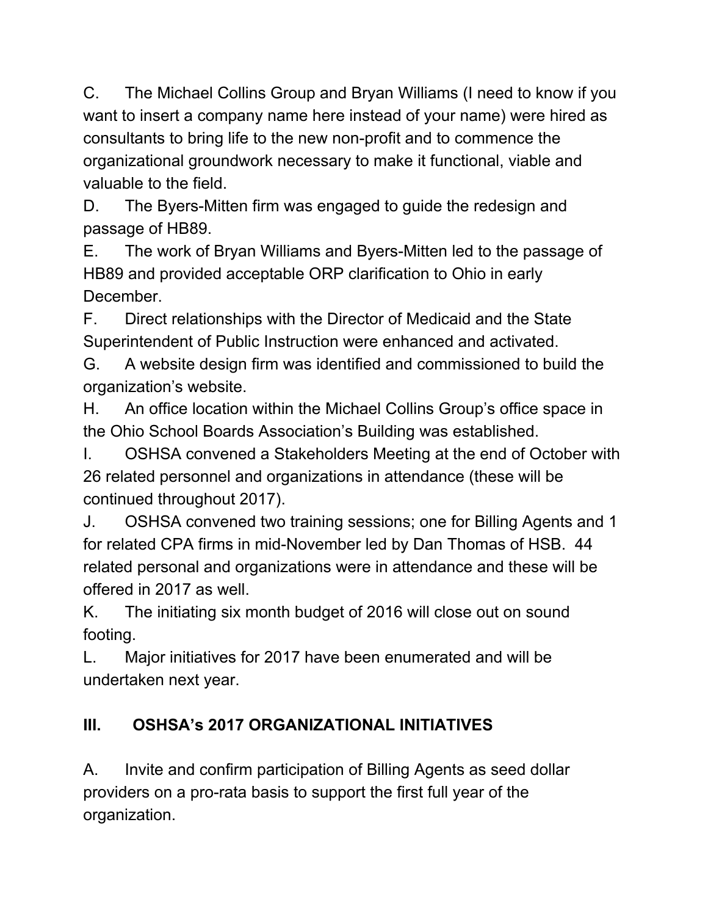C. The Michael Collins Group and Bryan Williams (I need to know if you want to insert a company name here instead of your name) were hired as consultants to bring life to the new non-profit and to commence the organizational groundwork necessary to make it functional, viable and valuable to the field.

D. The Byers-Mitten firm was engaged to guide the redesign and passage of HB89.

E. The work of Bryan Williams and Byers-Mitten led to the passage of HB89 and provided acceptable ORP clarification to Ohio in early December.

F. Direct relationships with the Director of Medicaid and the State Superintendent of Public Instruction were enhanced and activated.

G. A website design firm was identified and commissioned to build the organization's website.

H. An office location within the Michael Collins Group's office space in the Ohio School Boards Association's Building was established.

I. OSHSA convened a Stakeholders Meeting at the end of October with 26 related personnel and organizations in attendance (these will be continued throughout 2017).

J. OSHSA convened two training sessions; one for Billing Agents and 1 for related CPA firms in mid-November led by Dan Thomas of HSB. 44 related personal and organizations were in attendance and these will be offered in 2017 as well.

K. The initiating six month budget of 2016 will close out on sound footing.

L. Major initiatives for 2017 have been enumerated and will be undertaken next year.

## III. OSHSA's 2017 ORGANIZATIONAL INITIATIVES

A. Invite and confirm participation of Billing Agents as seed dollar providers on a pro-rata basis to support the first full year of the organization.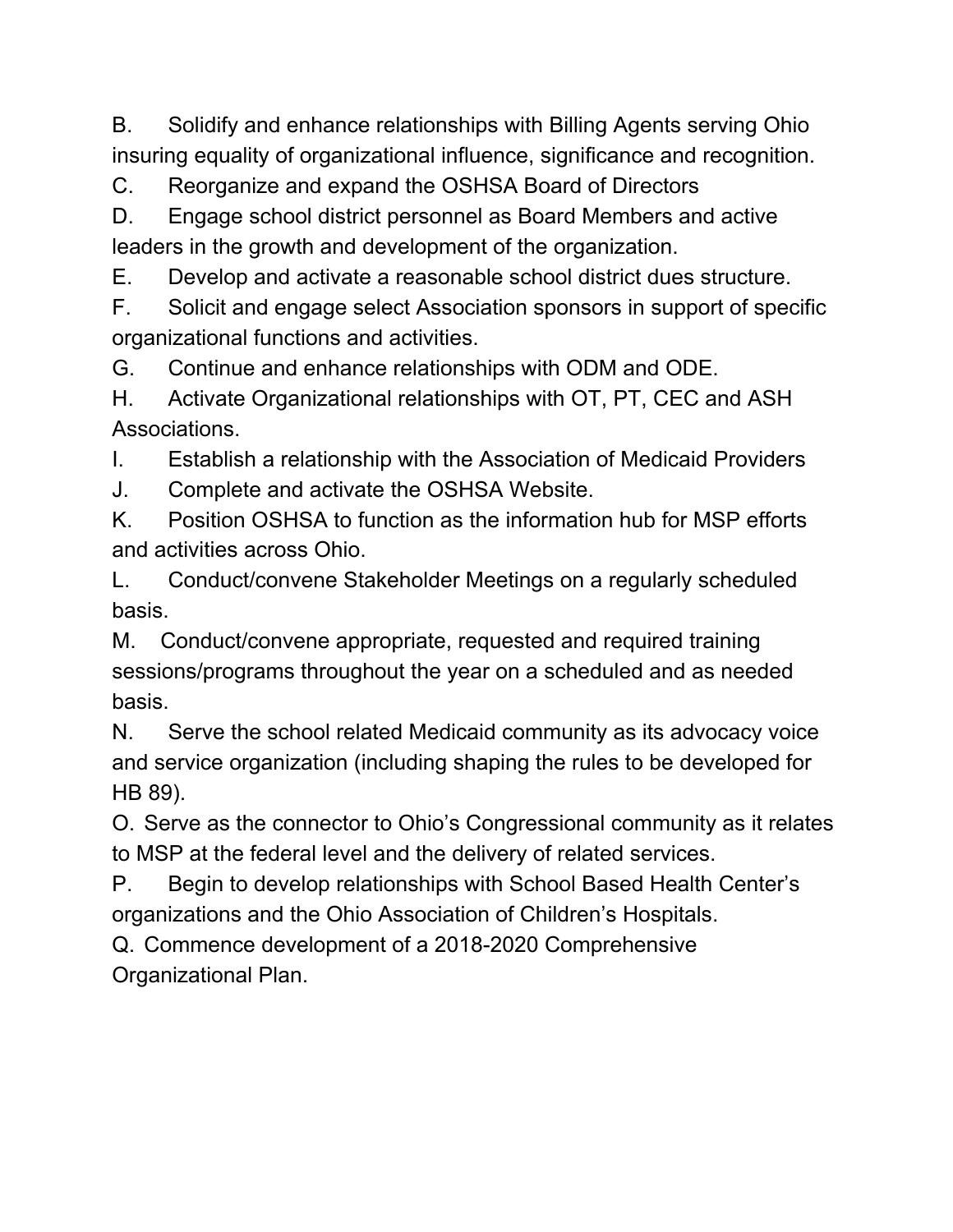B. Solidify and enhance relationships with Billing Agents serving Ohio insuring equality of organizational influence, significance and recognition.

C. Reorganize and expand the OSHSA Board of Directors

D. Engage school district personnel as Board Members and active leaders in the growth and development of the organization.

E. Develop and activate a reasonable school district dues structure.

F. Solicit and engage select Association sponsors in support of specific organizational functions and activities.

G. Continue and enhance relationships with ODM and ODE.

H. Activate Organizational relationships with OT, PT, CEC and ASH Associations.

I. Establish a relationship with the Association of Medicaid Providers

J. Complete and activate the OSHSA Website.

K. Position OSHSA to function as the information hub for MSP efforts and activities across Ohio.

L. Conduct/convene Stakeholder Meetings on a regularly scheduled basis.

M. Conduct/convene appropriate, requested and required training sessions/programs throughout the year on a scheduled and as needed basis.

N. Serve the school related Medicaid community as its advocacy voice and service organization (including shaping the rules to be developed for HB 89).

O. Serve as the connector to Ohio's Congressional community as it relates to MSP at the federal level and the delivery of related services.

P. Begin to develop relationships with School Based Health Center's organizations and the Ohio Association of Children's Hospitals.

Q. Commence development of a 2018-2020 Comprehensive Organizational Plan.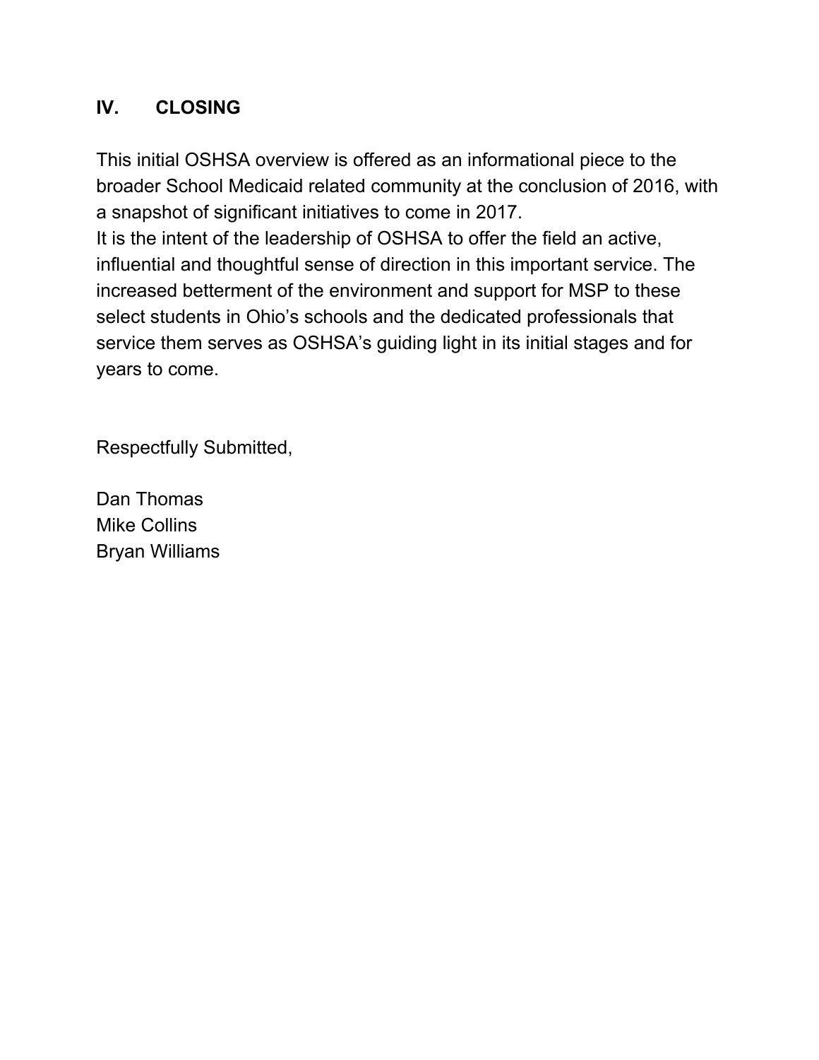## IV. CLOSING

This initial OSHSA overview is offered as an informational piece to the broader School Medicaid related community at the conclusion of 2016, with a snapshot of significant initiatives to come in 2017.
It is the intent of the leadership of OSHSA to offer the field an active, influential and thoughtful sense of direction in this important service. The increased betterment of the environment and support for MSP to these select students in Ohio's schools and the dedicated professionals that service them serves as OSHSA's guiding light in its initial stages and for years to come.

Respectfully Submitted,

Dan Thomas
Mike Collins
Bryan Williams